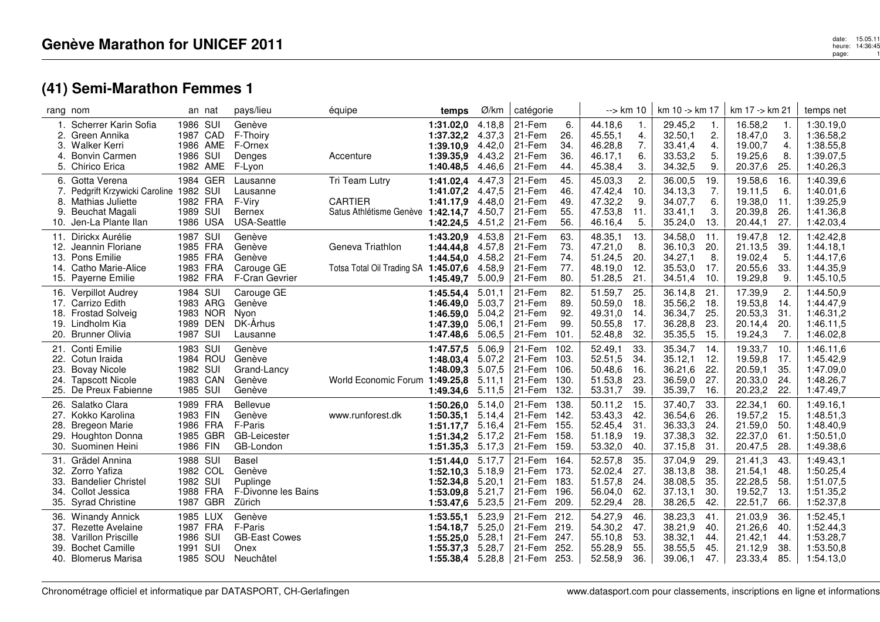# Genève Marathon for UNICEF 2011

## (41) Semi-Marathon Femmes 1

| rang | nom | an | nat | pays/lieu | équipe | temps | Ø/km | catégorie | | --> km 10 | | km 10 -> km 17 | | km 17 -> km 21 | | temps net |
|---|---|---|---|---|---|---|---|---|---|---|---|---|---|---|---|---|
| 1. | Scherrer Karin Sofia | 1986 | SUI | Genève | | **1:31.02,0** | 4.18,8 | 21-Fem | 6. | 44.18,6 | 1. | 29.45,2 | 1. | 16.58,2 | 1. | 1:30.19,0 |
| 2. | Green Annika | 1987 | CAD | F-Thoiry | | **1:37.32,2** | 4.37,3 | 21-Fem | 26. | 45.55,1 | 4. | 32.50,1 | 2. | 18.47,0 | 3. | 1:36.58,2 |
| 3. | Walker Kerri | 1986 | AME | F-Ornex | | **1:39.10,9** | 4.42,0 | 21-Fem | 34. | 46.28,8 | 7. | 33.41,4 | 4. | 19.00,7 | 4. | 1:38.55,8 |
| 4. | Bonvin Carmen | 1986 | SUI | Denges | Accenture | **1:39.35,9** | 4.43,2 | 21-Fem | 36. | 46.17,1 | 6. | 33.53,2 | 5. | 19.25,6 | 8. | 1:39.07,5 |
| 5. | Chirico Erica | 1982 | AME | F-Lyon | | **1:40.48,5** | 4.46,6 | 21-Fem | 44. | 45.38,4 | 3. | 34.32,5 | 9. | 20.37,6 | 25. | 1:40.26,3 |
| 6. | Gotta Verena | 1984 | GER | Lausanne | Tri Team Lutry | **1:41.02,4** | 4.47,3 | 21-Fem | 45. | 45.03,3 | 2. | 36.00,5 | 19. | 19.58,6 | 16. | 1:40.39,6 |
| 7. | Pedgrift Krzywicki Caroline | 1982 | SUI | Lausanne | | **1:41.07,2** | 4.47,5 | 21-Fem | 46. | 47.42,4 | 10. | 34.13,3 | 7. | 19.11,5 | 6. | 1:40.01,6 |
| 8. | Mathias Juliette | 1982 | FRA | F-Viry | CARTIER | **1:41.17,9** | 4.48,0 | 21-Fem | 49. | 47.32,2 | 9. | 34.07,7 | 6. | 19.38,0 | 11. | 1:39.25,9 |
| 9. | Beuchat Magali | 1989 | SUI | Bernex | Satus Athlétisme Genève | **1:42.14,7** | 4.50,7 | 21-Fem | 55. | 47.53,8 | 11. | 33.41,1 | 3. | 20.39,8 | 26. | 1:41.36,8 |
| 10. | Jen-La Plante Ilan | 1986 | USA | USA-Seattle | | **1:42.24,5** | 4.51,2 | 21-Fem | 56. | 46.16,4 | 5. | 35.24,0 | 13. | 20.44,1 | 27. | 1:42.03,4 |
| 11. | Dirickx Aurélie | 1987 | SUI | Genève | | **1:43.20,9** | 4.53,8 | 21-Fem | 63. | 48.35,1 | 13. | 34.58,0 | 11. | 19.47,8 | 12. | 1:42.42,8 |
| 12. | Jeannin Floriane | 1985 | FRA | Genève | Geneva Triathlon | **1:44.44,8** | 4.57,8 | 21-Fem | 73. | 47.21,0 | 8. | 36.10,3 | 20. | 21.13,5 | 39. | 1:44.18,1 |
| 13. | Pons Emilie | 1985 | FRA | Genève | | **1:44.54,0** | 4.58,2 | 21-Fem | 74. | 51.24,5 | 20. | 34.27,1 | 8. | 19.02,4 | 5. | 1:44.17,6 |
| 14. | Catho Marie-Alice | 1983 | FRA | Carouge GE | Totsa Total Oil Trading SA | **1:45.07,6** | 4.58,9 | 21-Fem | 77. | 48.19,0 | 12. | 35.53,0 | 17. | 20.55,6 | 33. | 1:44.35,9 |
| 15. | Payerne Emilie | 1982 | FRA | F-Cran Gevrier | | **1:45.49,7** | 5.00,9 | 21-Fem | 80. | 51.28,5 | 21. | 34.51,4 | 10. | 19.29,8 | 9. | 1:45.10,5 |
| 16. | Verpillot Audrey | 1984 | SUI | Carouge GE | | **1:45.54,4** | 5.01,1 | 21-Fem | 82. | 51.59,7 | 25. | 36.14,8 | 21. | 17.39,9 | 2. | 1:44.50,9 |
| 17. | Carrizo Edith | 1983 | ARG | Genève | | **1:46.49,0** | 5.03,7 | 21-Fem | 89. | 50.59,0 | 18. | 35.56,2 | 18. | 19.53,8 | 14. | 1:44.47,9 |
| 18. | Frostad Solveig | 1983 | NOR | Nyon | | **1:46.59,0** | 5.04,2 | 21-Fem | 92. | 49.31,0 | 14. | 36.34,7 | 25. | 20.53,6 | 31. | 1:46.31,2 |
| 19. | Lindholm Kia | 1989 | DEN | DK-Århus | | **1:47.39,0** | 5.06,1 | 21-Fem | 99. | 50.55,8 | 17. | 36.28,8 | 23. | 20.14,4 | 20. | 1:46.11,5 |
| 20. | Brunner Olivia | 1987 | SUI | Lausanne | | **1:47.48,6** | 5.06,5 | 21-Fem | 101. | 52.48,8 | 32. | 35.35,5 | 15. | 19.24,3 | 7. | 1:46.02,8 |
| 21. | Conti Emilie | 1983 | SUI | Genève | | **1:47.57,5** | 5.06,9 | 21-Fem | 102. | 52.49,1 | 33. | 35.34,7 | 14. | 19.33,7 | 10. | 1:46.11,6 |
| 22. | Cotun Iraida | 1984 | ROU | Genève | | **1:48.03,4** | 5.07,2 | 21-Fem | 103. | 52.51,5 | 34. | 35.12,1 | 12. | 19.59,8 | 17. | 1:45.42,9 |
| 23. | Bovay Nicole | 1982 | SUI | Grand-Lancy | | **1:48.09,3** | 5.07,5 | 21-Fem | 106. | 50.48,6 | 16. | 36.21,6 | 22. | 20.59,1 | 35. | 1:47.09,0 |
| 24. | Tapscott Nicole | 1983 | CAN | Genève | World Economic Forum | **1:49.25,8** | 5.11,1 | 21-Fem | 130. | 51.53,8 | 23. | 36.59,0 | 27. | 20.33,0 | 24. | 1:48.26,7 |
| 25. | De Preux Fabienne | 1985 | SUI | Genève | | **1:49.34,6** | 5.11,5 | 21-Fem | 132. | 53.31,7 | 39. | 35.39,7 | 16. | 20.23,2 | 22. | 1:47.49,7 |
| 26. | Salatko Clara | 1989 | FRA | Bellevue | | **1:50.26,0** | 5.14,0 | 21-Fem | 138. | 50.11,2 | 15. | 37.40,7 | 33. | 22.34,1 | 60. | 1:49.16,1 |
| 27. | Kokko Karolina | 1983 | FIN | Genève | www.runforest.dk | **1:50.35,1** | 5.14,4 | 21-Fem | 142. | 53.43,3 | 42. | 36.54,6 | 26. | 19.57,2 | 15. | 1:48.51,3 |
| 28. | Bregeon Marie | 1986 | FRA | F-Paris | | **1:51.17,7** | 5.16,4 | 21-Fem | 155. | 52.45,4 | 31. | 36.33,3 | 24. | 21.59,0 | 50. | 1:48.40,9 |
| 29. | Houghton Donna | 1985 | GBR | GB-Leicester | | **1:51.34,2** | 5.17,2 | 21-Fem | 158. | 51.18,9 | 19. | 37.38,3 | 32. | 22.37,0 | 61. | 1:50.51,0 |
| 30. | Suominen Heini | 1986 | FIN | GB-London | | **1:51.35,3** | 5.17,3 | 21-Fem | 159. | 53.32,0 | 40. | 37.15,8 | 31. | 20.47,5 | 28. | 1:49.38,6 |
| 31. | Grädel Annina | 1988 | SUI | Basel | | **1:51.44,0** | 5.17,7 | 21-Fem | 164. | 52.57,8 | 35. | 37.04,9 | 29. | 21.41,3 | 43. | 1:49.43,1 |
| 32. | Zorro Yafiza | 1982 | COL | Genève | | **1:52.10,3** | 5.18,9 | 21-Fem | 173. | 52.02,4 | 27. | 38.13,8 | 38. | 21.54,1 | 48. | 1:50.25,4 |
| 33. | Bandelier Christel | 1982 | SUI | Puplinge | | **1:52.34,8** | 5.20,1 | 21-Fem | 183. | 51.57,8 | 24. | 38.08,5 | 35. | 22.28,5 | 58. | 1:51.07,5 |
| 34. | Collot Jessica | 1988 | FRA | F-Divonne les Bains | | **1:53.09,8** | 5.21,7 | 21-Fem | 196. | 56.04,0 | 62. | 37.13,1 | 30. | 19.52,7 | 13. | 1:51.35,2 |
| 35. | Syrad Christine | 1987 | GBR | Zürich | | **1:53.47,6** | 5.23,5 | 21-Fem | 209. | 52.29,4 | 28. | 38.26,5 | 42. | 22.51,7 | 66. | 1:52.37,8 |
| 36. | Winandy Annick | 1985 | LUX | Genève | | **1:53.55,1** | 5.23,9 | 21-Fem | 212. | 54.27,9 | 46. | 38.23,3 | 41. | 21.03,9 | 36. | 1:52.45,1 |
| 37. | Rezette Avelaine | 1987 | FRA | F-Paris | | **1:54.18,7** | 5.25,0 | 21-Fem | 219. | 54.30,2 | 47. | 38.21,9 | 40. | 21.26,6 | 40. | 1:52.44,3 |
| 38. | Varillon Priscille | 1986 | SUI | GB-East Cowes | | **1:55.25,0** | 5.28,1 | 21-Fem | 247. | 55.10,8 | 53. | 38.32,1 | 44. | 21.42,1 | 44. | 1:53.28,7 |
| 39. | Bochet Camille | 1991 | SUI | Onex | | **1:55.37,3** | 5.28,7 | 21-Fem | 252. | 55.28,9 | 55. | 38.55,5 | 45. | 21.12,9 | 38. | 1:53.50,8 |
| 40. | Blomerus Marisa | 1985 | SOU | Neuchâtel | | **1:55.38,4** | 5.28,8 | 21-Fem | 253. | 52.58,9 | 36. | 39.06,1 | 47. | 23.33,4 | 85. | 1:54.13,0 |

Chronométrage officiel et informatique par DATASPORT, CH-Gerlafingen

www.datasport.com pour classements, inscriptions en ligne et informations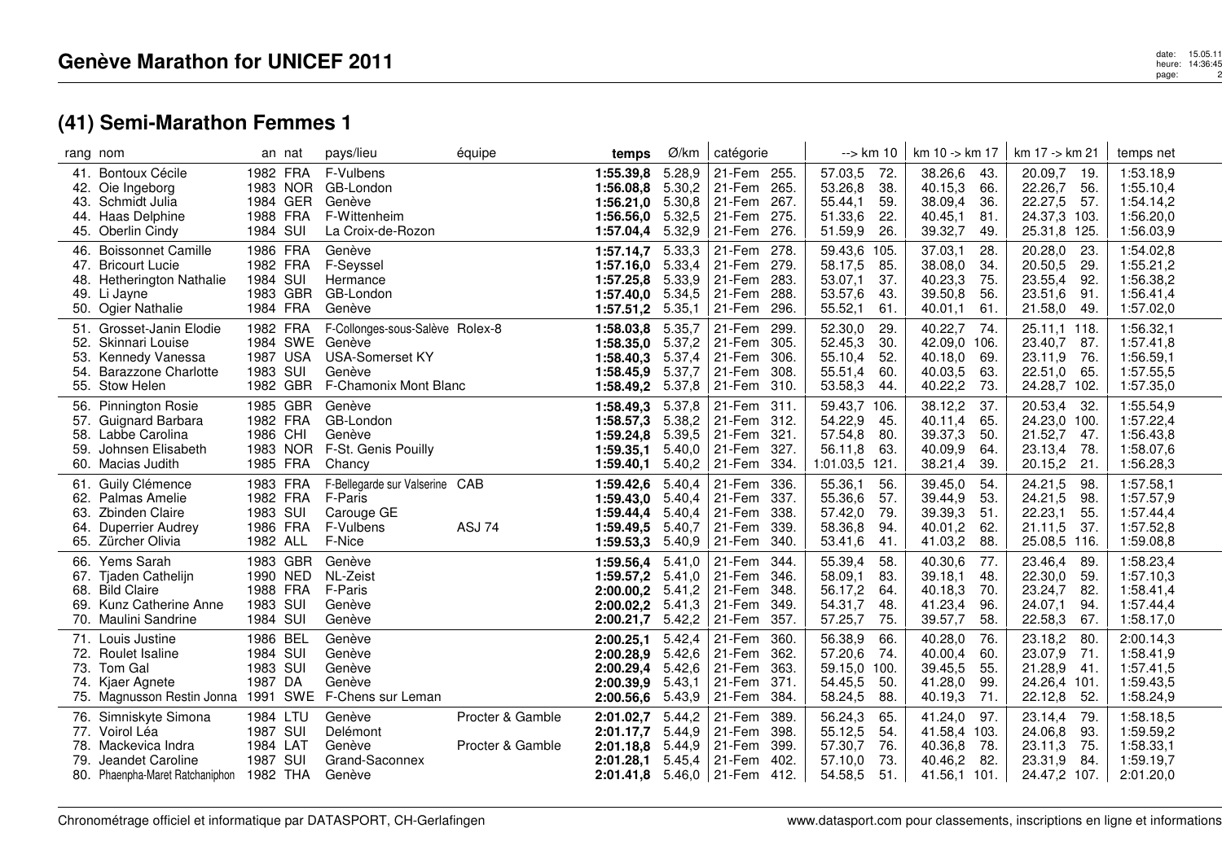# Genève Marathon for UNICEF 2011

## (41) Semi-Marathon Femmes 1

| rang | nom | an | nat | pays/lieu | équipe | temps | Ø/km | catégorie | | --> km 10 | | km 10 -> km 17 | | km 17 -> km 21 | | temps net |
|---|---|---|---|---|---|---|---|---|---|---|---|---|---|---|---|---|
| 41. | Bontoux Cécile | 1982 | FRA | F-Vulbens | | **1:55.39,8** | 5.28,9 | 21-Fem | 255. | 57.03,5 | 72. | 38.26,6 | 43. | 20.09,7 | 19. | 1:53.18,9 |
| 42. | Oie Ingeborg | 1983 | NOR | GB-London | | **1:56.08,8** | 5.30,2 | 21-Fem | 265. | 53.26,8 | 38. | 40.15,3 | 66. | 22.26,7 | 56. | 1:55.10,4 |
| 43. | Schmidt Julia | 1984 | GER | Genève | | **1:56.21,0** | 5.30,8 | 21-Fem | 267. | 55.44,1 | 59. | 38.09,4 | 36. | 22.27,5 | 57. | 1:54.14,2 |
| 44. | Haas Delphine | 1988 | FRA | F-Wittenheim | | **1:56.56,0** | 5.32,5 | 21-Fem | 275. | 51.33,6 | 22. | 40.45,1 | 81. | 24.37,3 | 103. | 1:56.20,0 |
| 45. | Oberlin Cindy | 1984 | SUI | La Croix-de-Rozon | | **1:57.04,4** | 5.32,9 | 21-Fem | 276. | 51.59,9 | 26. | 39.32,7 | 49. | 25.31,8 | 125. | 1:56.03,9 |
| 46. | Boissonnet Camille | 1986 | FRA | Genève | | **1:57.14,7** | 5.33,3 | 21-Fem | 278. | 59.43,6 | 105. | 37.03,1 | 28. | 20.28,0 | 23. | 1:54.02,8 |
| 47. | Bricourt Lucie | 1982 | FRA | F-Seyssel | | **1:57.16,0** | 5.33,4 | 21-Fem | 279. | 58.17,5 | 85. | 38.08,0 | 34. | 20.50,5 | 29. | 1:55.21,2 |
| 48. | Hetherington Nathalie | 1984 | SUI | Hermance | | **1:57.25,8** | 5.33,9 | 21-Fem | 283. | 53.07,1 | 37. | 40.23,3 | 75. | 23.55,4 | 92. | 1:56.38,2 |
| 49. | Li Jayne | 1983 | GBR | GB-London | | **1:57.40,0** | 5.34,5 | 21-Fem | 288. | 53.57,6 | 43. | 39.50,8 | 56. | 23.51,6 | 91. | 1:56.41,4 |
| 50. | Ogier Nathalie | 1984 | FRA | Genève | | **1:57.51,2** | 5.35,1 | 21-Fem | 296. | 55.52,1 | 61. | 40.01,1 | 61. | 21.58,0 | 49. | 1:57.02,0 |
| 51. | Grosset-Janin Elodie | 1982 | FRA | F-Collonges-sous-Salève | Rolex-8 | **1:58.03,8** | 5.35,7 | 21-Fem | 299. | 52.30,0 | 29. | 40.22,7 | 74. | 25.11,1 | 118. | 1:56.32,1 |
| 52. | Skinnari Louise | 1984 | SWE | Genève | | **1:58.35,0** | 5.37,2 | 21-Fem | 305. | 52.45,3 | 30. | 42.09,0 | 106. | 23.40,7 | 87. | 1:57.41,8 |
| 53. | Kennedy Vanessa | 1987 | USA | USA-Somerset KY | | **1:58.40,3** | 5.37,4 | 21-Fem | 306. | 55.10,4 | 52. | 40.18,0 | 69. | 23.11,9 | 76. | 1:56.59,1 |
| 54. | Barazzone Charlotte | 1983 | SUI | Genève | | **1:58.45,9** | 5.37,7 | 21-Fem | 308. | 55.51,4 | 60. | 40.03,5 | 63. | 22.51,0 | 65. | 1:57.55,5 |
| 55. | Stow Helen | 1982 | GBR | F-Chamonix Mont Blanc | | **1:58.49,2** | 5.37,8 | 21-Fem | 310. | 53.58,3 | 44. | 40.22,2 | 73. | 24.28,7 | 102. | 1:57.35,0 |
| 56. | Pinnington Rosie | 1985 | GBR | Genève | | **1:58.49,3** | 5.37,8 | 21-Fem | 311. | 59.43,7 | 106. | 38.12,2 | 37. | 20.53,4 | 32. | 1:55.54,9 |
| 57. | Guignard Barbara | 1982 | FRA | GB-London | | **1:58.57,3** | 5.38,2 | 21-Fem | 312. | 54.22,9 | 45. | 40.11,4 | 65. | 24.23,0 | 100. | 1:57.22,4 |
| 58. | Labbe Carolina | 1986 | CHI | Genève | | **1:59.24,8** | 5.39,5 | 21-Fem | 321. | 57.54,8 | 80. | 39.37,3 | 50. | 21.52,7 | 47. | 1:56.43,8 |
| 59. | Johnsen Elisabeth | 1983 | NOR | F-St. Genis Pouilly | | **1:59.35,1** | 5.40,0 | 21-Fem | 327. | 56.11,8 | 63. | 40.09,9 | 64. | 23.13,4 | 78. | 1:58.07,6 |
| 60. | Macias Judith | 1985 | FRA | Chancy | | **1:59.40,1** | 5.40,2 | 21-Fem | 334. | 1:01.03,5 | 121. | 38.21,4 | 39. | 20.15,2 | 21. | 1:56.28,3 |
| 61. | Guily Clémence | 1983 | FRA | F-Bellegarde sur Valserine | CAB | **1:59.42,6** | 5.40,4 | 21-Fem | 336. | 55.36,1 | 56. | 39.45,0 | 54. | 24.21,5 | 98. | 1:57.58,1 |
| 62. | Palmas Amelie | 1982 | FRA | F-Paris | | **1:59.43,0** | 5.40,4 | 21-Fem | 337. | 55.36,6 | 57. | 39.44,9 | 53. | 24.21,5 | 98. | 1:57.57,9 |
| 63. | Zbinden Claire | 1983 | SUI | Carouge GE | | **1:59.44,4** | 5.40,4 | 21-Fem | 338. | 57.42,0 | 79. | 39.39,3 | 51. | 22.23,1 | 55. | 1:57.44,4 |
| 64. | Duperrier Audrey | 1986 | FRA | F-Vulbens | ASJ 74 | **1:59.49,5** | 5.40,7 | 21-Fem | 339. | 58.36,8 | 94. | 40.01,2 | 62. | 21.11,5 | 37. | 1:57.52,8 |
| 65. | Zürcher Olivia | 1982 | ALL | F-Nice | | **1:59.53,3** | 5.40,9 | 21-Fem | 340. | 53.41,6 | 41. | 41.03,2 | 88. | 25.08,5 | 116. | 1:59.08,8 |
| 66. | Yems Sarah | 1983 | GBR | Genève | | **1:59.56,4** | 5.41,0 | 21-Fem | 344. | 55.39,4 | 58. | 40.30,6 | 77. | 23.46,4 | 89. | 1:58.23,4 |
| 67. | Tjaden Cathelijn | 1990 | NED | NL-Zeist | | **1:59.57,2** | 5.41,0 | 21-Fem | 346. | 58.09,1 | 83. | 39.18,1 | 48. | 22.30,0 | 59. | 1:57.10,3 |
| 68. | Bild Claire | 1988 | FRA | F-Paris | | **2:00.00,2** | 5.41,2 | 21-Fem | 348. | 56.17,2 | 64. | 40.18,3 | 70. | 23.24,7 | 82. | 1:58.41,4 |
| 69. | Kunz Catherine Anne | 1983 | SUI | Genève | | **2:00.02,2** | 5.41,3 | 21-Fem | 349. | 54.31,7 | 48. | 41.23,4 | 96. | 24.07,1 | 94. | 1:57.44,4 |
| 70. | Maulini Sandrine | 1984 | SUI | Genève | | **2:00.21,7** | 5.42,2 | 21-Fem | 357. | 57.25,7 | 75. | 39.57,7 | 58. | 22.58,3 | 67. | 1:58.17,0 |
| 71. | Louis Justine | 1986 | BEL | Genève | | **2:00.25,1** | 5.42,4 | 21-Fem | 360. | 56.38,9 | 66. | 40.28,0 | 76. | 23.18,2 | 80. | 2:00.14,3 |
| 72. | Roulet Isaline | 1984 | SUI | Genève | | **2:00.28,9** | 5.42,6 | 21-Fem | 362. | 57.20,6 | 74. | 40.00,4 | 60. | 23.07,9 | 71. | 1:58.41,9 |
| 73. | Tom Gal | 1983 | SUI | Genève | | **2:00.29,4** | 5.42,6 | 21-Fem | 363. | 59.15,0 | 100. | 39.45,5 | 55. | 21.28,9 | 41. | 1:57.41,5 |
| 74. | Kjaer Agnete | 1987 | DA | Genève | | **2:00.39,9** | 5.43,1 | 21-Fem | 371. | 54.45,5 | 50. | 41.28,0 | 99. | 24.26,4 | 101. | 1:59.43,5 |
| 75. | Magnusson Restin Jonna | 1991 | SWE | F-Chens sur Leman | | **2:00.56,6** | 5.43,9 | 21-Fem | 384. | 58.24,5 | 88. | 40.19,3 | 71. | 22.12,8 | 52. | 1:58.24,9 |
| 76. | Simniskyte Simona | 1984 | LTU | Genève | Procter & Gamble | **2:01.02,7** | 5.44,2 | 21-Fem | 389. | 56.24,3 | 65. | 41.24,0 | 97. | 23.14,4 | 79. | 1:58.18,5 |
| 77. | Voirol Léa | 1987 | SUI | Delémont | | **2:01.17,7** | 5.44,9 | 21-Fem | 398. | 55.12,5 | 54. | 41.58,4 | 103. | 24.06,8 | 93. | 1:59.59,2 |
| 78. | Mackevica Indra | 1984 | LAT | Genève | Procter & Gamble | **2:01.18,8** | 5.44,9 | 21-Fem | 399. | 57.30,7 | 76. | 40.36,8 | 78. | 23.11,3 | 75. | 1:58.33,1 |
| 79. | Jeandet Caroline | 1987 | SUI | Grand-Saconnex | | **2:01.28,1** | 5.45,4 | 21-Fem | 402. | 57.10,0 | 73. | 40.46,2 | 82. | 23.31,9 | 84. | 1:59.19,7 |
| 80. | Phaenpha-Maret Ratchaniphon | 1982 | THA | Genève | | **2:01.41,8** | 5.46,0 | 21-Fem | 412. | 54.58,5 | 51. | 41.56,1 | 101. | 24.47,2 | 107. | 2:01.20,0 |

Chronométrage officiel et informatique par DATASPORT, CH-Gerlafingen — www.datasport.com pour classements, inscriptions en ligne et informations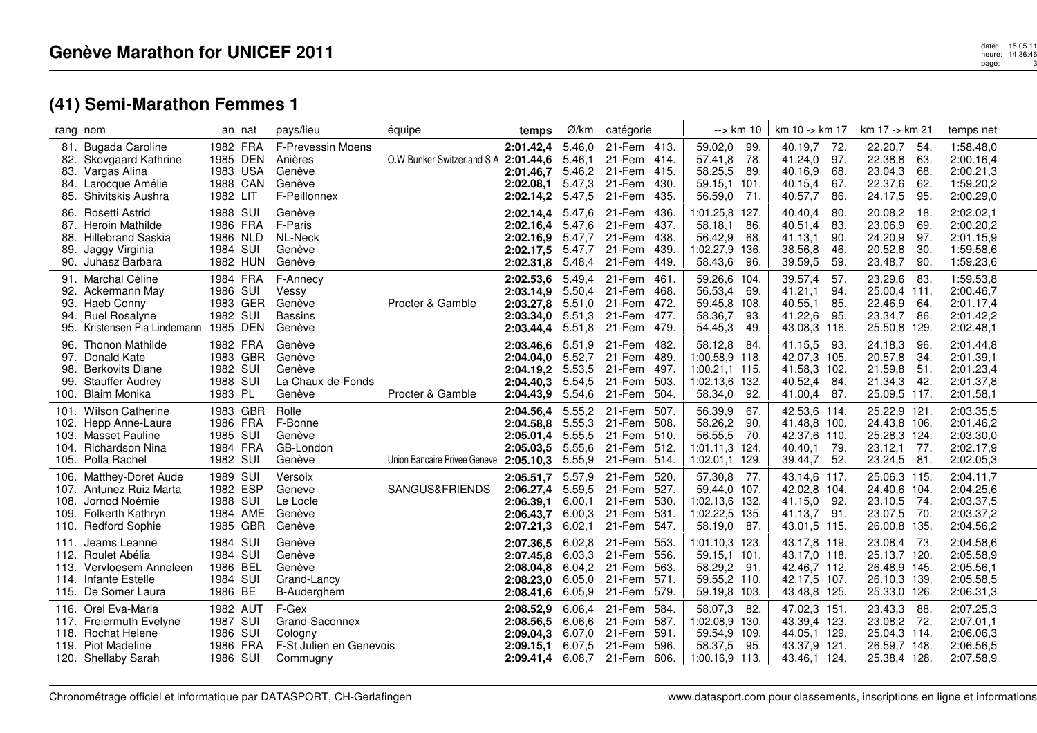# Genève Marathon for UNICEF 2011

## (41) Semi-Marathon Femmes 1

| rang | nom | an | nat | pays/lieu | équipe | temps | Ø/km | catégorie | | --> km 10 | | km 10 -> km 17 | | km 17 -> km 21 | | temps net |
|---|---|---|---|---|---|---|---|---|---|---|---|---|---|---|---|---|
| 81. | Bugada Caroline | 1982 | FRA | F-Prevessin Moens | | **2:01.42,4** | 5.46,0 | 21-Fem | 413. | 59.02,0 | 99. | 40.19,7 | 72. | 22.20,7 | 54. | 1:58.48,0 |
| 82. | Skovgaard Kathrine | 1985 | DEN | Anières | O.W Bunker Switzerland S.A | **2:01.44,6** | 5.46,1 | 21-Fem | 414. | 57.41,8 | 78. | 41.24,0 | 97. | 22.38,8 | 63. | 2:00.16,4 |
| 83. | Vargas Alina | 1983 | USA | Genève | | **2:01.46,7** | 5.46,2 | 21-Fem | 415. | 58.25,5 | 89. | 40.16,9 | 68. | 23.04,3 | 68. | 2:00.21,3 |
| 84. | Larocque Amélie | 1988 | CAN | Genève | | **2:02.08,1** | 5.47,3 | 21-Fem | 430. | 59.15,1 | 101. | 40.15,4 | 67. | 22.37,6 | 62. | 1:59.20,2 |
| 85. | Shivitskis Aushra | 1982 | LIT | F-Peillonnex | | **2:02.14,2** | 5.47,5 | 21-Fem | 435. | 56.59,0 | 71. | 40.57,7 | 86. | 24.17,5 | 95. | 2:00.29,0 |
| 86. | Rosetti Astrid | 1988 | SUI | Genève | | **2:02.14,4** | 5.47,6 | 21-Fem | 436. | 1:01.25,8 | 127. | 40.40,4 | 80. | 20.08,2 | 18. | 2:02.02,1 |
| 87. | Heroin Mathilde | 1986 | FRA | F-Paris | | **2:02.16,4** | 5.47,6 | 21-Fem | 437. | 58.18,1 | 86. | 40.51,4 | 83. | 23.06,9 | 69. | 2:00.20,2 |
| 88. | Hillebrand Saskia | 1986 | NLD | NL-Neck | | **2:02.16,9** | 5.47,7 | 21-Fem | 438. | 56.42,9 | 68. | 41.13,1 | 90. | 24.20,9 | 97. | 2:01.15,9 |
| 89. | Jaggy Virginia | 1984 | SUI | Genève | | **2:02.17,5** | 5.47,7 | 21-Fem | 439. | 1:02.27,9 | 136. | 38.56,8 | 46. | 20.52,8 | 30. | 1:59.58,6 |
| 90. | Juhasz Barbara | 1982 | HUN | Genève | | **2:02.31,8** | 5.48,4 | 21-Fem | 449. | 58.43,6 | 96. | 39.59,5 | 59. | 23.48,7 | 90. | 1:59.23,6 |
| 91. | Marchal Céline | 1984 | FRA | F-Annecy | | **2:02.53,6** | 5.49,4 | 21-Fem | 461. | 59.26,6 | 104. | 39.57,4 | 57. | 23.29,6 | 83. | 1:59.53,8 |
| 92. | Ackermann May | 1986 | SUI | Vessy | | **2:03.14,9** | 5.50,4 | 21-Fem | 468. | 56.53,4 | 69. | 41.21,1 | 94. | 25.00,4 | 111. | 2:00.46,7 |
| 93. | Haeb Conny | 1983 | GER | Genève | Procter & Gamble | **2:03.27,8** | 5.51,0 | 21-Fem | 472. | 59.45,8 | 108. | 40.55,1 | 85. | 22.46,9 | 64. | 2:01.17,4 |
| 94. | Ruel Rosalyne | 1982 | SUI | Bassins | | **2:03.34,0** | 5.51,3 | 21-Fem | 477. | 58.36,7 | 93. | 41.22,6 | 95. | 23.34,7 | 86. | 2:01.42,2 |
| 95. | Kristensen Pia Lindemann | 1985 | DEN | Genève | | **2:03.44,4** | 5.51,8 | 21-Fem | 479. | 54.45,3 | 49. | 43.08,3 | 116. | 25.50,8 | 129. | 2:02.48,1 |
| 96. | Thonon Mathilde | 1982 | FRA | Genève | | **2:03.46,6** | 5.51,9 | 21-Fem | 482. | 58.12,8 | 84. | 41.15,5 | 93. | 24.18,3 | 96. | 2:01.44,8 |
| 97. | Donald Kate | 1983 | GBR | Genève | | **2:04.04,0** | 5.52,7 | 21-Fem | 489. | 1:00.58,9 | 118. | 42.07,3 | 105. | 20.57,8 | 34. | 2:01.39,1 |
| 98. | Berkovits Diane | 1982 | SUI | Genève | | **2:04.19,2** | 5.53,5 | 21-Fem | 497. | 1:00.21,1 | 115. | 41.58,3 | 102. | 21.59,8 | 51. | 2:01.23,4 |
| 99. | Stauffer Audrey | 1988 | SUI | La Chaux-de-Fonds | | **2:04.40,3** | 5.54,5 | 21-Fem | 503. | 1:02.13,6 | 132. | 40.52,4 | 84. | 21.34,3 | 42. | 2:01.37,8 |
| 100. | Blaim Monika | 1983 | PL | Genève | Procter & Gamble | **2:04.43,9** | 5.54,6 | 21-Fem | 504. | 58.34,0 | 92. | 41.00,4 | 87. | 25.09,5 | 117. | 2:01.58,1 |
| 101. | Wilson Catherine | 1983 | GBR | Rolle | | **2:04.56,4** | 5.55,2 | 21-Fem | 507. | 56.39,9 | 67. | 42.53,6 | 114. | 25.22,9 | 121. | 2:03.35,5 |
| 102. | Hepp Anne-Laure | 1986 | FRA | F-Bonne | | **2:04.58,8** | 5.55,3 | 21-Fem | 508. | 58.26,2 | 90. | 41.48,8 | 100. | 24.43,8 | 106. | 2:01.46,2 |
| 103. | Masset Pauline | 1985 | SUI | Genève | | **2:05.01,4** | 5.55,5 | 21-Fem | 510. | 56.55,5 | 70. | 42.37,6 | 110. | 25.28,3 | 124. | 2:03.30,0 |
| 104. | Richardson Nina | 1984 | FRA | GB-London | | **2:05.03,5** | 5.55,6 | 21-Fem | 512. | 1:01.11,3 | 124. | 40.40,1 | 79. | 23.12,1 | 77. | 2:02.17,9 |
| 105. | Polla Rachel | 1982 | SUI | Genève | Union Bancaire Privee Geneve | **2:05.10,3** | 5.55,9 | 21-Fem | 514. | 1:02.01,1 | 129. | 39.44,7 | 52. | 23.24,5 | 81. | 2:02.05,3 |
| 106. | Matthey-Doret Aude | 1989 | SUI | Versoix | | **2:05.51,7** | 5.57,9 | 21-Fem | 520. | 57.30,8 | 77. | 43.14,6 | 117. | 25.06,3 | 115. | 2:04.11,7 |
| 107. | Antunez Ruiz Marta | 1982 | ESP | Geneve | SANGUS&FRIENDS | **2:06.27,4** | 5.59,5 | 21-Fem | 527. | 59.44,0 | 107. | 42.02,8 | 104. | 24.40,6 | 104. | 2:04.25,6 |
| 108. | Jornod Noémie | 1988 | SUI | Le Locle | | **2:06.39,1** | 6.00,1 | 21-Fem | 530. | 1:02.13,6 | 132. | 41.15,0 | 92. | 23.10,5 | 74. | 2:03.37,5 |
| 109. | Folkerth Kathryn | 1984 | AME | Genève | | **2:06.43,7** | 6.00,3 | 21-Fem | 531. | 1:02.22,5 | 135. | 41.13,7 | 91. | 23.07,5 | 70. | 2:03.37,2 |
| 110. | Redford Sophie | 1985 | GBR | Genève | | **2:07.21,3** | 6.02,1 | 21-Fem | 547. | 58.19,0 | 87. | 43.01,5 | 115. | 26.00,8 | 135. | 2:04.56,2 |
| 111. | Jeams Leanne | 1984 | SUI | Genève | | **2:07.36,5** | 6.02,8 | 21-Fem | 553. | 1:01.10,3 | 123. | 43.17,8 | 119. | 23.08,4 | 73. | 2:04.58,6 |
| 112. | Roulet Abélia | 1984 | SUI | Genève | | **2:07.45,8** | 6.03,3 | 21-Fem | 556. | 59.15,1 | 101. | 43.17,0 | 118. | 25.13,7 | 120. | 2:05.58,9 |
| 113. | Vervloesem Anneleen | 1986 | BEL | Genève | | **2:08.04,8** | 6.04,2 | 21-Fem | 563. | 58.29,2 | 91. | 42.46,7 | 112. | 26.48,9 | 145. | 2:05.56,1 |
| 114. | Infante Estelle | 1984 | SUI | Grand-Lancy | | **2:08.23,0** | 6.05,0 | 21-Fem | 571. | 59.55,2 | 110. | 42.17,5 | 107. | 26.10,3 | 139. | 2:05.58,5 |
| 115. | De Somer Laura | 1986 | BE | B-Auderghem | | **2:08.41,6** | 6.05,9 | 21-Fem | 579. | 59.19,8 | 103. | 43.48,8 | 125. | 25.33,0 | 126. | 2:06.31,3 |
| 116. | Orel Eva-Maria | 1982 | AUT | F-Gex | | **2:08.52,9** | 6.06,4 | 21-Fem | 584. | 58.07,3 | 82. | 47.02,3 | 151. | 23.43,3 | 88. | 2:07.25,3 |
| 117. | Freiermuth Evelyne | 1987 | SUI | Grand-Saconnex | | **2:08.56,5** | 6.06,6 | 21-Fem | 587. | 1:02.08,9 | 130. | 43.39,4 | 123. | 23.08,2 | 72. | 2:07.01,1 |
| 118. | Rochat Helene | 1986 | SUI | Cologny | | **2:09.04,3** | 6.07,0 | 21-Fem | 591. | 59.54,9 | 109. | 44.05,1 | 129. | 25.04,3 | 114. | 2:06.06,3 |
| 119. | Piot Madeline | 1986 | FRA | F-St Julien en Genevois | | **2:09.15,1** | 6.07,5 | 21-Fem | 596. | 58.37,5 | 95. | 43.37,9 | 121. | 26.59,7 | 148. | 2:06.56,5 |
| 120. | Shellaby Sarah | 1986 | SUI | Commugny | | **2:09.41,4** | 6.08,7 | 21-Fem | 606. | 1:00.16,9 | 113. | 43.46,1 | 124. | 25.38,4 | 128. | 2:07.58,9 |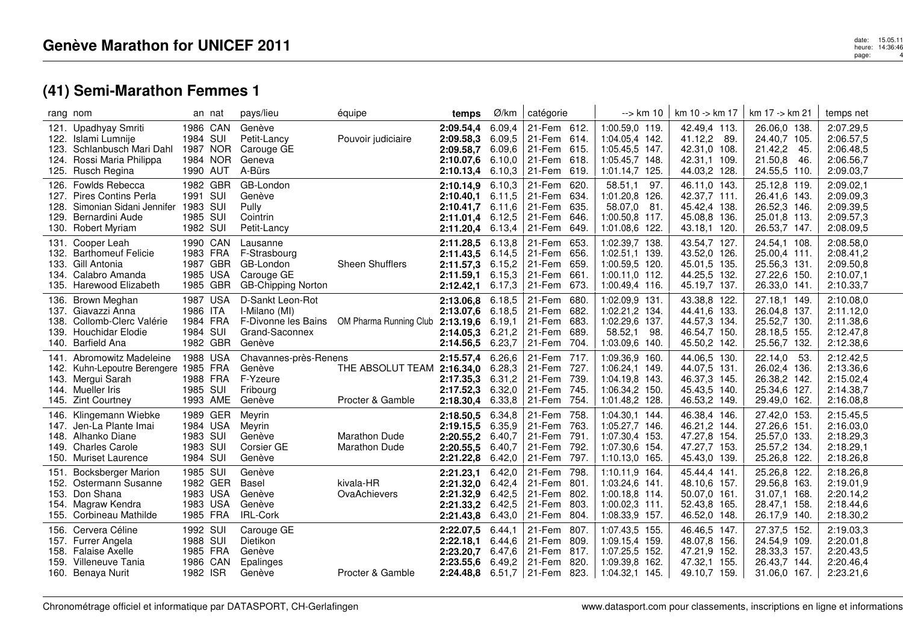## Genève Marathon for UNICEF 2011

### (41) Semi-Marathon Femmes 1

| rang | nom | an | nat | pays/lieu | équipe | temps | Ø/km | catégorie | | --> km 10 | km 10 -> km 17 | km 17 -> km 21 | temps net |
|---|---|---|---|---|---|---|---|---|---|---|---|---|---|
| 121. | Upadhyay Smriti | 1986 | CAN | Genève | | **2:09.54,4** | 6.09,4 | 21-Fem | 612. | 1:00.59,0 119. | 42.49,4 113. | 26.06,0 138. | 2:07.29,5 |
| 122. | Islami Lumnije | 1984 | SUI | Petit-Lancy | Pouvoir judiciaire | **2:09.58,3** | 6.09,5 | 21-Fem | 614. | 1:04.05,4 142. | 41.12,2 89. | 24.40,7 105. | 2:06.57,5 |
| 123. | Schlanbusch Mari Dahl | 1987 | NOR | Carouge GE | | **2:09.58,7** | 6.09,6 | 21-Fem | 615. | 1:05.45,5 147. | 42.31,0 108. | 21.42,2 45. | 2:06.48,5 |
| 124. | Rossi Maria Philippa | 1984 | NOR | Geneva | | **2:10.07,6** | 6.10,0 | 21-Fem | 618. | 1:05.45,7 148. | 42.31,1 109. | 21.50,8 46. | 2:06.56,7 |
| 125. | Rusch Regina | 1990 | AUT | A-Bürs | | **2:10.13,4** | 6.10,3 | 21-Fem | 619. | 1:01.14,7 125. | 44.03,2 128. | 24.55,5 110. | 2:09.03,7 |
| 126. | Fowlds Rebecca | 1982 | GBR | GB-London | | **2:10.14,9** | 6.10,3 | 21-Fem | 620. | 58.51,1 97. | 46.11,0 143. | 25.12,8 119. | 2:09.02,1 |
| 127. | Pires Contins Perla | 1991 | SUI | Genève | | **2:10.40,1** | 6.11,5 | 21-Fem | 634. | 1:01.20,8 126. | 42.37,7 111. | 26.41,6 143. | 2:09.09,3 |
| 128. | Simonian Sidani Jennifer | 1983 | SUI | Pully | | **2:10.41,7** | 6.11,6 | 21-Fem | 635. | 58.07,0 81. | 45.42,4 138. | 26.52,3 146. | 2:09.39,5 |
| 129. | Bernardini Aude | 1985 | SUI | Cointrin | | **2:11.01,4** | 6.12,5 | 21-Fem | 646. | 1:00.50,8 117. | 45.08,8 136. | 25.01,8 113. | 2:09.57,3 |
| 130. | Robert Myriam | 1982 | SUI | Petit-Lancy | | **2:11.20,4** | 6.13,4 | 21-Fem | 649. | 1:01.08,6 122. | 43.18,1 120. | 26.53,7 147. | 2:08.09,5 |
| 131. | Cooper Leah | 1990 | CAN | Lausanne | | **2:11.28,5** | 6.13,8 | 21-Fem | 653. | 1:02.39,7 138. | 43.54,7 127. | 24.54,1 108. | 2:08.58,0 |
| 132. | Barthomeuf Felicie | 1983 | FRA | F-Strasbourg | | **2:11.43,5** | 6.14,5 | 21-Fem | 656. | 1:02.51,1 139. | 43.52,0 126. | 25.00,4 111. | 2:08.41,2 |
| 133. | Gill Antonia | 1987 | GBR | GB-London | Sheen Shufflers | **2:11.57,3** | 6.15,2 | 21-Fem | 659. | 1:00.59,5 120. | 45.01,5 135. | 25.56,3 131. | 2:09.50,8 |
| 134. | Calabro Amanda | 1985 | USA | Carouge GE | | **2:11.59,1** | 6.15,3 | 21-Fem | 661. | 1:00.11,0 112. | 44.25,5 132. | 27.22,6 150. | 2:10.07,1 |
| 135. | Harewood Elizabeth | 1985 | GBR | GB-Chipping Norton | | **2:12.42,1** | 6.17,3 | 21-Fem | 673. | 1:00.49,4 116. | 45.19,7 137. | 26.33,0 141. | 2:10.33,7 |
| 136. | Brown Meghan | 1987 | USA | D-Sankt Leon-Rot | | **2:13.06,8** | 6.18,5 | 21-Fem | 680. | 1:02.09,9 131. | 43.38,8 122. | 27.18,1 149. | 2:10.08,0 |
| 137. | Giavazzi Anna | 1986 | ITA | I-Milano (MI) | | **2:13.07,6** | 6.18,5 | 21-Fem | 682. | 1:02.21,2 134. | 44.41,6 133. | 26.04,8 137. | 2:11.12,0 |
| 138. | Collomb-Clerc Valérie | 1984 | FRA | F-Divonne les Bains | OM Pharma Running Club | **2:13.19,6** | 6.19,1 | 21-Fem | 683. | 1:02.29,6 137. | 44.57,3 134. | 25.52,7 130. | 2:11.38,6 |
| 139. | Houchidar Elodie | 1984 | SUI | Grand-Saconnex | | **2:14.05,3** | 6.21,2 | 21-Fem | 689. | 58.52,1 98. | 46.54,7 150. | 28.18,5 155. | 2:12.47,8 |
| 140. | Barfield Ana | 1982 | GBR | Genève | | **2:14.56,5** | 6.23,7 | 21-Fem | 704. | 1:03.09,6 140. | 45.50,2 142. | 25.56,7 132. | 2:12.38,6 |
| 141. | Abromowitz Madeleine | 1988 | USA | Chavannes-près-Renens | | **2:15.57,4** | 6.26,6 | 21-Fem | 717. | 1:09.36,9 160. | 44.06,5 130. | 22.14,0 53. | 2:12.42,5 |
| 142. | Kuhn-Lepoutre Berengere | 1985 | FRA | Genève | THE ABSOLUT TEAM | **2:16.34,0** | 6.28,3 | 21-Fem | 727. | 1:06.24,1 149. | 44.07,5 131. | 26.02,4 136. | 2:13.36,6 |
| 143. | Mergui Sarah | 1988 | FRA | F-Yzeure | | **2:17.35,3** | 6.31,2 | 21-Fem | 739. | 1:04.19,8 143. | 46.37,3 145. | 26.38,2 142. | 2:15.02,4 |
| 144. | Mueller Iris | 1985 | SUI | Fribourg | | **2:17.52,3** | 6.32,0 | 21-Fem | 745. | 1:06.34,2 150. | 45.43,5 140. | 25.34,6 127. | 2:14.38,7 |
| 145. | Zint Courtney | 1993 | AME | Genève | Procter & Gamble | **2:18.30,4** | 6.33,8 | 21-Fem | 754. | 1:01.48,2 128. | 46.53,2 149. | 29.49,0 162. | 2:16.08,8 |
| 146. | Klingemann Wiebke | 1989 | GER | Meyrin | | **2:18.50,5** | 6.34,8 | 21-Fem | 758. | 1:04.30,1 144. | 46.38,4 146. | 27.42,0 153. | 2:15.45,5 |
| 147. | Jen-La Plante Imai | 1984 | USA | Meyrin | | **2:19.15,5** | 6.35,9 | 21-Fem | 763. | 1:05.27,7 146. | 46.21,2 144. | 27.26,6 151. | 2:16.03,0 |
| 148. | Alhanko Diane | 1983 | SUI | Genève | Marathon Dude | **2:20.55,2** | 6.40,7 | 21-Fem | 791. | 1:07.30,4 153. | 47.27,8 154. | 25.57,0 133. | 2:18.29,3 |
| 149. | Charles Carole | 1983 | SUI | Corsier GE | Marathon Dude | **2:20.55,5** | 6.40,7 | 21-Fem | 792. | 1:07.30,6 154. | 47.27,7 153. | 25.57,2 134. | 2:18.29,1 |
| 150. | Muriset Laurence | 1984 | SUI | Genève | | **2:21.22,8** | 6.42,0 | 21-Fem | 797. | 1:10.13,0 165. | 45.43,0 139. | 25.26,8 122. | 2:18.26,8 |
| 151. | Bocksberger Marion | 1985 | SUI | Genève | | **2:21.23,1** | 6.42,0 | 21-Fem | 798. | 1:10.11,9 164. | 45.44,4 141. | 25.26,8 122. | 2:18.26,8 |
| 152. | Ostermann Susanne | 1982 | GER | Basel | kivala-HR | **2:21.32,0** | 6.42,4 | 21-Fem | 801. | 1:03.24,6 141. | 48.10,6 157. | 29.56,8 163. | 2:19.01,9 |
| 153. | Don Shana | 1983 | USA | Genève | OvaAchievers | **2:21.32,9** | 6.42,5 | 21-Fem | 802. | 1:00.18,8 114. | 50.07,0 161. | 31.07,1 168. | 2:20.14,2 |
| 154. | Magraw Kendra | 1983 | USA | Genève | | **2:21.33,2** | 6.42,5 | 21-Fem | 803. | 1:00.02,3 111. | 52.43,8 165. | 28.47,1 158. | 2:18.44,6 |
| 155. | Corbineau Mathilde | 1985 | FRA | IRL-Cork | | **2:21.43,8** | 6.43,0 | 21-Fem | 804. | 1:08.33,9 157. | 46.52,0 148. | 26.17,9 140. | 2:18.30,2 |
| 156. | Cervera Céline | 1992 | SUI | Carouge GE | | **2:22.07,5** | 6.44,1 | 21-Fem | 807. | 1:07.43,5 155. | 46.46,5 147. | 27.37,5 152. | 2:19.03,3 |
| 157. | Furrer Angela | 1988 | SUI | Dietikon | | **2:22.18,1** | 6.44,6 | 21-Fem | 809. | 1:09.15,4 159. | 48.07,8 156. | 24.54,9 109. | 2:20.01,8 |
| 158. | Falaise Axelle | 1985 | FRA | Genève | | **2:23.20,7** | 6.47,6 | 21-Fem | 817. | 1:07.25,5 152. | 47.21,9 152. | 28.33,3 157. | 2:20.43,5 |
| 159. | Villeneuve Tania | 1986 | CAN | Epalinges | | **2:23.55,6** | 6.49,2 | 21-Fem | 820. | 1:09.39,8 162. | 47.32,1 155. | 26.43,7 144. | 2:20.46,4 |
| 160. | Benaya Nurit | 1982 | ISR | Genève | Procter & Gamble | **2:24.48,8** | 6.51,7 | 21-Fem | 823. | 1:04.32,1 145. | 49.10,7 159. | 31.06,0 167. | 2:23.21,6 |

Chronométrage officiel et informatique par DATASPORT, CH-Gerlafingen

www.datasport.com pour classements, inscriptions en ligne et informations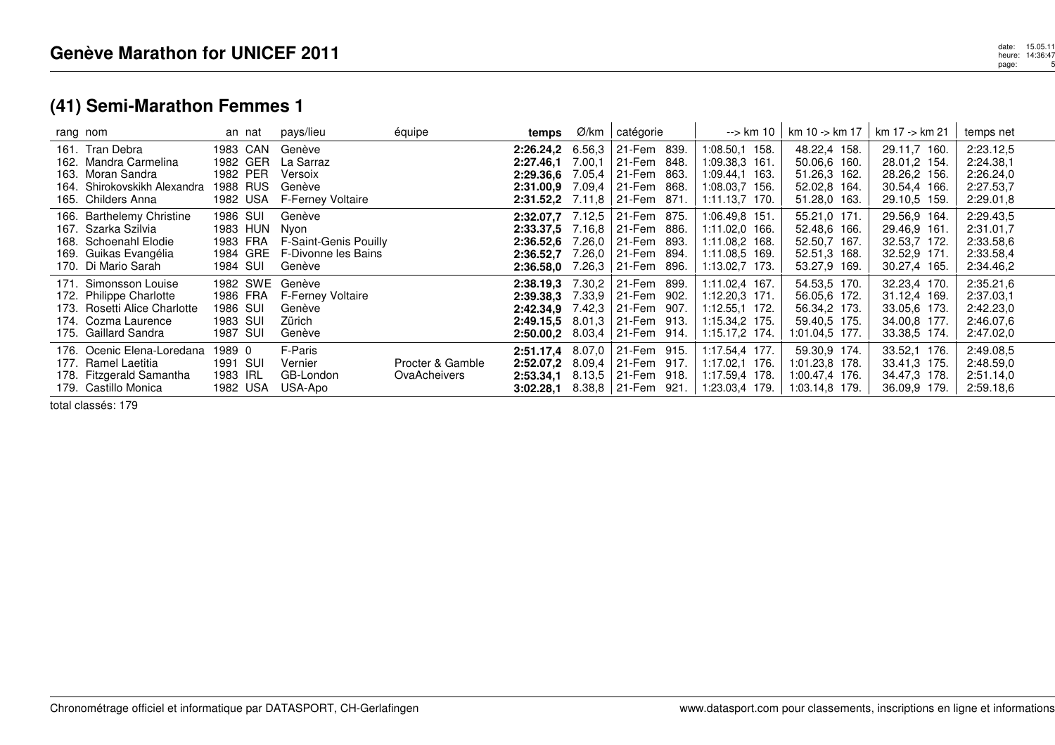# Genève Marathon for UNICEF 2011

## (41) Semi-Marathon Femmes 1

| rang | nom | an | nat | pays/lieu | équipe | temps | Ø/km | catégorie | | --> km 10 | | km 10 -> km 17 | | km 17 -> km 21 | | temps net |
|---|---|---|---|---|---|---|---|---|---|---|---|---|---|---|---|---|
| 161. | Tran Debra | 1983 | CAN | Genève | | **2:26.24,2** | 6.56,3 | 21-Fem | 839. | 1:08.50,1 | 158. | 48.22,4 | 158. | 29.11,7 | 160. | 2:23.12,5 |
| 162. | Mandra Carmelina | 1982 | GER | La Sarraz | | **2:27.46,1** | 7.00,1 | 21-Fem | 848. | 1:09.38,3 | 161. | 50.06,6 | 160. | 28.01,2 | 154. | 2:24.38,1 |
| 163. | Moran Sandra | 1982 | PER | Versoix | | **2:29.36,6** | 7.05,4 | 21-Fem | 863. | 1:09.44,1 | 163. | 51.26,3 | 162. | 28.26,2 | 156. | 2:26.24,0 |
| 164. | Shirokovskikh Alexandra | 1988 | RUS | Genève | | **2:31.00,9** | 7.09,4 | 21-Fem | 868. | 1:08.03,7 | 156. | 52.02,8 | 164. | 30.54,4 | 166. | 2:27.53,7 |
| 165. | Childers Anna | 1982 | USA | F-Ferney Voltaire | | **2:31.52,2** | 7.11,8 | 21-Fem | 871. | 1:11.13,7 | 170. | 51.28,0 | 163. | 29.10,5 | 159. | 2:29.01,8 |
| 166. | Barthelemy Christine | 1986 | SUI | Genève | | **2:32.07,7** | 7.12,5 | 21-Fem | 875. | 1:06.49,8 | 151. | 55.21,0 | 171. | 29.56,9 | 164. | 2:29.43,5 |
| 167. | Szarka Szilvia | 1983 | HUN | Nyon | | **2:33.37,5** | 7.16,8 | 21-Fem | 886. | 1:11.02,0 | 166. | 52.48,6 | 166. | 29.46,9 | 161. | 2:31.01,7 |
| 168. | Schoenahl Elodie | 1983 | FRA | F-Saint-Genis Pouilly | | **2:36.52,6** | 7.26,0 | 21-Fem | 893. | 1:11.08,2 | 168. | 52.50,7 | 167. | 32.53,7 | 172. | 2:33.58,6 |
| 169. | Guikas Evangélia | 1984 | GRE | F-Divonne les Bains | | **2:36.52,7** | 7.26,0 | 21-Fem | 894. | 1:11.08,5 | 169. | 52.51,3 | 168. | 32.52,9 | 171. | 2:33.58,4 |
| 170. | Di Mario Sarah | 1984 | SUI | Genève | | **2:36.58,0** | 7.26,3 | 21-Fem | 896. | 1:13.02,7 | 173. | 53.27,9 | 169. | 30.27,4 | 165. | 2:34.46,2 |
| 171. | Simonsson Louise | 1982 | SWE | Genève | | **2:38.19,3** | 7.30,2 | 21-Fem | 899. | 1:11.02,4 | 167. | 54.53,5 | 170. | 32.23,4 | 170. | 2:35.21,6 |
| 172. | Philippe Charlotte | 1986 | FRA | F-Ferney Voltaire | | **2:39.38,3** | 7.33,9 | 21-Fem | 902. | 1:12.20,3 | 171. | 56.05,6 | 172. | 31.12,4 | 169. | 2:37.03,1 |
| 173. | Rosetti Alice Charlotte | 1986 | SUI | Genève | | **2:42.34,9** | 7.42,3 | 21-Fem | 907. | 1:12.55,1 | 172. | 56.34,2 | 173. | 33.05,6 | 173. | 2:42.23,0 |
| 174. | Cozma Laurence | 1983 | SUI | Zürich | | **2:49.15,5** | 8.01,3 | 21-Fem | 913. | 1:15.34,2 | 175. | 59.40,5 | 175. | 34.00,8 | 177. | 2:46.07,6 |
| 175. | Gaillard Sandra | 1987 | SUI | Genève | | **2:50.00,2** | 8.03,4 | 21-Fem | 914. | 1:15.17,2 | 174. | 1:01.04,5 | 177. | 33.38,5 | 174. | 2:47.02,0 |
| 176. | Ocenic Elena-Loredana | 1989 | 0 | F-Paris | | **2:51.17,4** | 8.07,0 | 21-Fem | 915. | 1:17.54,4 | 177. | 59.30,9 | 174. | 33.52,1 | 176. | 2:49.08,5 |
| 177. | Ramel Laetitia | 1991 | SUI | Vernier | Procter & Gamble | **2:52.07,2** | 8.09,4 | 21-Fem | 917. | 1:17.02,1 | 176. | 1:01.23,8 | 178. | 33.41,3 | 175. | 2:48.59,0 |
| 178. | Fitzgerald Samantha | 1983 | IRL | GB-London | OvaAcheivers | **2:53.34,1** | 8.13,5 | 21-Fem | 918. | 1:17.59,4 | 178. | 1:00.47,4 | 176. | 34.47,3 | 178. | 2:51.14,0 |
| 179. | Castillo Monica | 1982 | USA | USA-Apo | | **3:02.28,1** | 8.38,8 | 21-Fem | 921. | 1:23.03,4 | 179. | 1:03.14,8 | 179. | 36.09,9 | 179. | 2:59.18,6 |

total classés: 179

Chronométrage officiel et informatique par DATASPORT, CH-Gerlafingen

www.datasport.com pour classements, inscriptions en ligne et informations